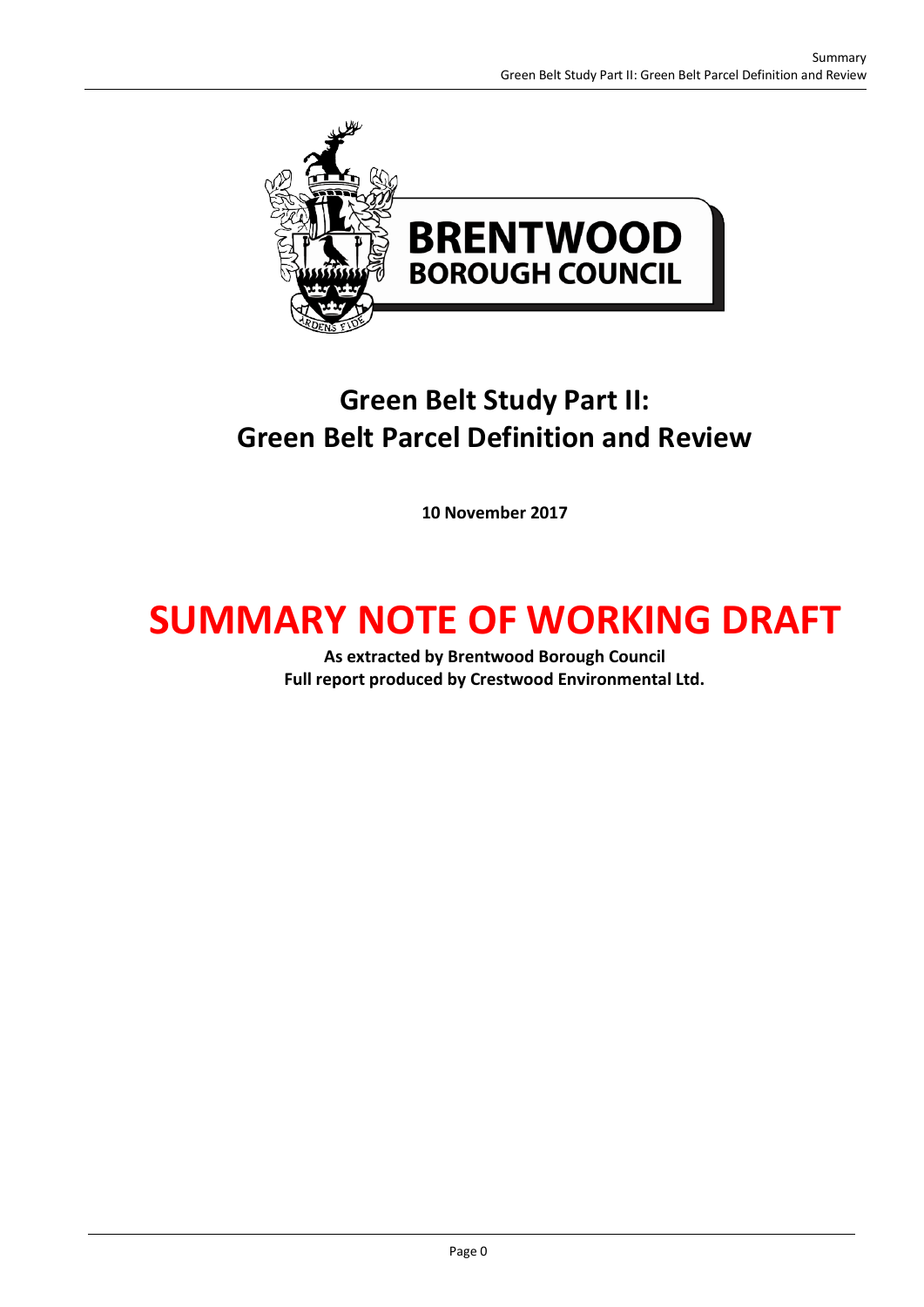# Green Belt Study Part II: Green Belt Parcel Definition and Review

**10 November 2017**

# SUMMARY NOTE OF WORKING DRAFT

**As extracted by Brentwood Borough Council**
**Full report produced by Crestwood Environmental Ltd.**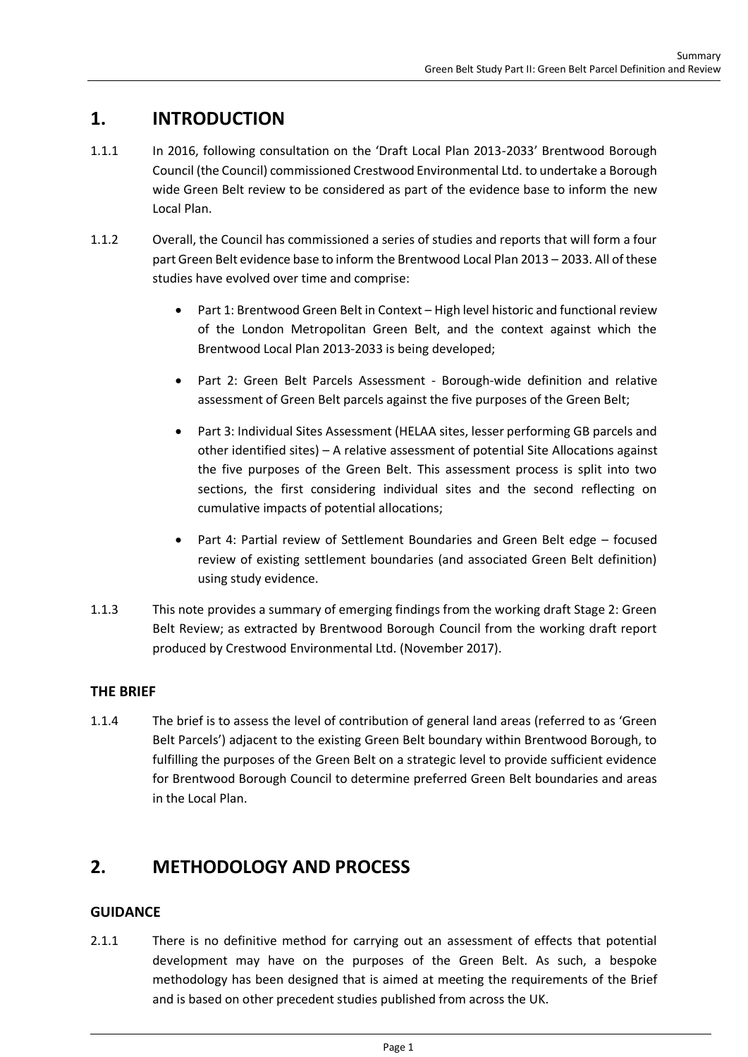# 1. INTRODUCTION

1.1.1 In 2016, following consultation on the 'Draft Local Plan 2013-2033' Brentwood Borough Council (the Council) commissioned Crestwood Environmental Ltd. to undertake a Borough wide Green Belt review to be considered as part of the evidence base to inform the new Local Plan.

1.1.2 Overall, the Council has commissioned a series of studies and reports that will form a four part Green Belt evidence base to inform the Brentwood Local Plan 2013 – 2033. All of these studies have evolved over time and comprise:

- Part 1: Brentwood Green Belt in Context – High level historic and functional review of the London Metropolitan Green Belt, and the context against which the Brentwood Local Plan 2013-2033 is being developed;
- Part 2: Green Belt Parcels Assessment - Borough-wide definition and relative assessment of Green Belt parcels against the five purposes of the Green Belt;
- Part 3: Individual Sites Assessment (HELAA sites, lesser performing GB parcels and other identified sites) – A relative assessment of potential Site Allocations against the five purposes of the Green Belt. This assessment process is split into two sections, the first considering individual sites and the second reflecting on cumulative impacts of potential allocations;
- Part 4: Partial review of Settlement Boundaries and Green Belt edge – focused review of existing settlement boundaries (and associated Green Belt definition) using study evidence.

1.1.3 This note provides a summary of emerging findings from the working draft Stage 2: Green Belt Review; as extracted by Brentwood Borough Council from the working draft report produced by Crestwood Environmental Ltd. (November 2017).

### THE BRIEF

1.1.4 The brief is to assess the level of contribution of general land areas (referred to as 'Green Belt Parcels') adjacent to the existing Green Belt boundary within Brentwood Borough, to fulfilling the purposes of the Green Belt on a strategic level to provide sufficient evidence for Brentwood Borough Council to determine preferred Green Belt boundaries and areas in the Local Plan.

# 2. METHODOLOGY AND PROCESS

### GUIDANCE

2.1.1 There is no definitive method for carrying out an assessment of effects that potential development may have on the purposes of the Green Belt. As such, a bespoke methodology has been designed that is aimed at meeting the requirements of the Brief and is based on other precedent studies published from across the UK.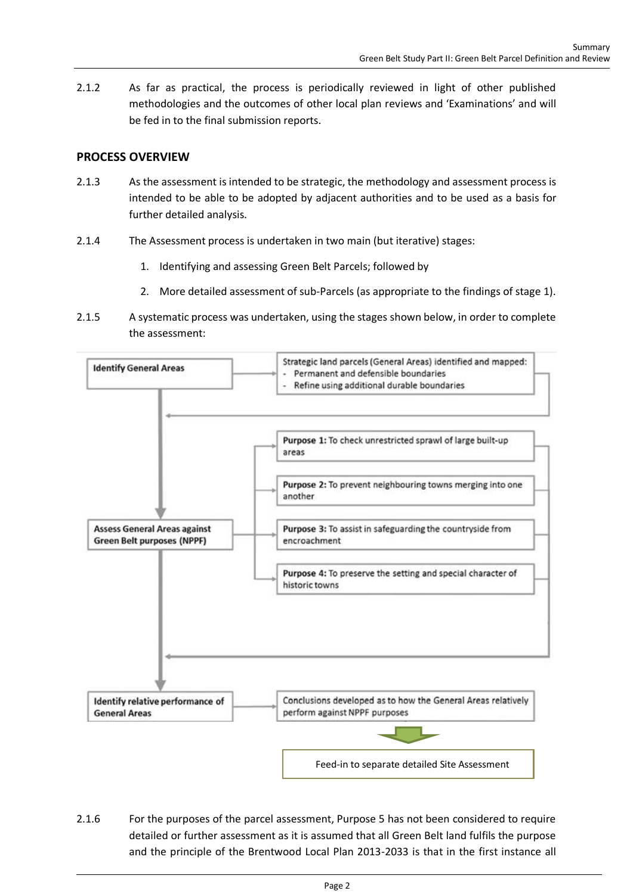2.1.2 As far as practical, the process is periodically reviewed in light of other published methodologies and the outcomes of other local plan reviews and 'Examinations' and will be fed in to the final submission reports.

## PROCESS OVERVIEW

2.1.3 As the assessment is intended to be strategic, the methodology and assessment process is intended to be able to be adopted by adjacent authorities and to be used as a basis for further detailed analysis.

2.1.4 The Assessment process is undertaken in two main (but iterative) stages:

1. Identifying and assessing Green Belt Parcels; followed by
2. More detailed assessment of sub-Parcels (as appropriate to the findings of stage 1).

2.1.5 A systematic process was undertaken, using the stages shown below, in order to complete the assessment:

**Identify General Areas** → Strategic land parcels (General Areas) identified and mapped:
- Permanent and defensible boundaries
- Refine using additional durable boundaries

**Assess General Areas against Green Belt purposes (NPPF)** →
- **Purpose 1:** To check unrestricted sprawl of large built-up areas
- **Purpose 2:** To prevent neighbouring towns merging into one another
- **Purpose 3:** To assist in safeguarding the countryside from encroachment
- **Purpose 4:** To preserve the setting and special character of historic towns

**Identify relative performance of General Areas** → Conclusions developed as to how the General Areas relatively perform against NPPF purposes

↓

Feed-in to separate detailed Site Assessment

2.1.6 For the purposes of the parcel assessment, Purpose 5 has not been considered to require detailed or further assessment as it is assumed that all Green Belt land fulfils the purpose and the principle of the Brentwood Local Plan 2013-2033 is that in the first instance all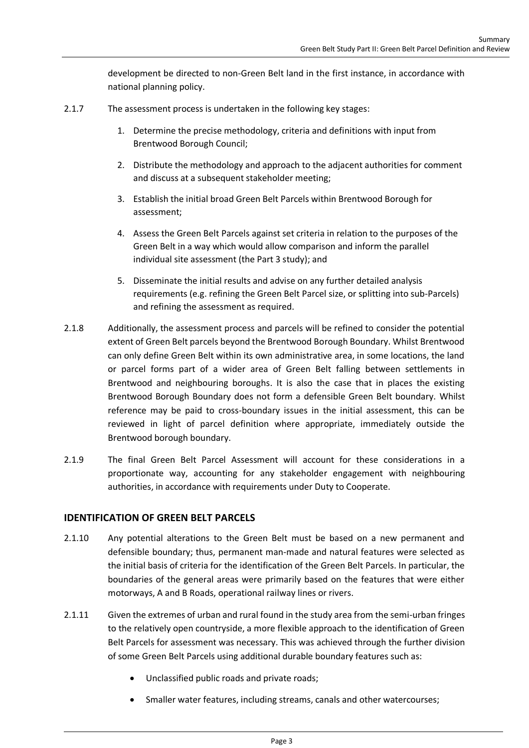development be directed to non-Green Belt land in the first instance, in accordance with national planning policy.

2.1.7 The assessment process is undertaken in the following key stages:

1. Determine the precise methodology, criteria and definitions with input from Brentwood Borough Council;
2. Distribute the methodology and approach to the adjacent authorities for comment and discuss at a subsequent stakeholder meeting;
3. Establish the initial broad Green Belt Parcels within Brentwood Borough for assessment;
4. Assess the Green Belt Parcels against set criteria in relation to the purposes of the Green Belt in a way which would allow comparison and inform the parallel individual site assessment (the Part 3 study); and
5. Disseminate the initial results and advise on any further detailed analysis requirements (e.g. refining the Green Belt Parcel size, or splitting into sub-Parcels) and refining the assessment as required.

2.1.8 Additionally, the assessment process and parcels will be refined to consider the potential extent of Green Belt parcels beyond the Brentwood Borough Boundary. Whilst Brentwood can only define Green Belt within its own administrative area, in some locations, the land or parcel forms part of a wider area of Green Belt falling between settlements in Brentwood and neighbouring boroughs. It is also the case that in places the existing Brentwood Borough Boundary does not form a defensible Green Belt boundary. Whilst reference may be paid to cross-boundary issues in the initial assessment, this can be reviewed in light of parcel definition where appropriate, immediately outside the Brentwood borough boundary.

2.1.9 The final Green Belt Parcel Assessment will account for these considerations in a proportionate way, accounting for any stakeholder engagement with neighbouring authorities, in accordance with requirements under Duty to Cooperate.

## IDENTIFICATION OF GREEN BELT PARCELS

2.1.10 Any potential alterations to the Green Belt must be based on a new permanent and defensible boundary; thus, permanent man-made and natural features were selected as the initial basis of criteria for the identification of the Green Belt Parcels. In particular, the boundaries of the general areas were primarily based on the features that were either motorways, A and B Roads, operational railway lines or rivers.

2.1.11 Given the extremes of urban and rural found in the study area from the semi-urban fringes to the relatively open countryside, a more flexible approach to the identification of Green Belt Parcels for assessment was necessary. This was achieved through the further division of some Green Belt Parcels using additional durable boundary features such as:

- Unclassified public roads and private roads;
- Smaller water features, including streams, canals and other watercourses;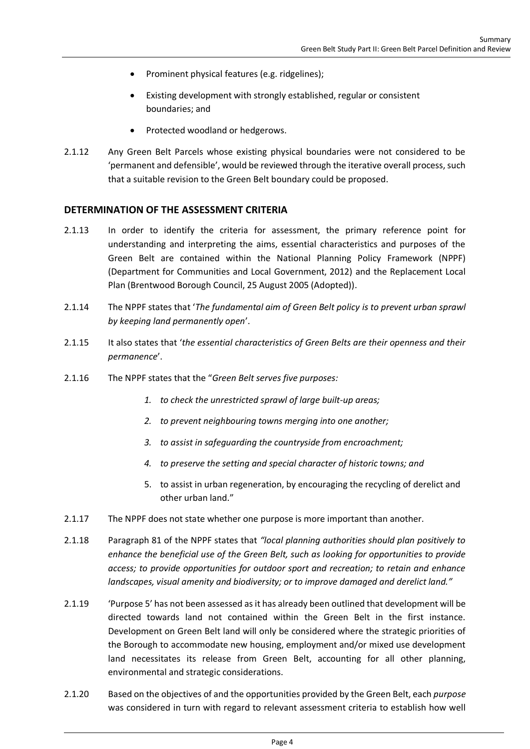- Prominent physical features (e.g. ridgelines);
- Existing development with strongly established, regular or consistent boundaries; and
- Protected woodland or hedgerows.

2.1.12 Any Green Belt Parcels whose existing physical boundaries were not considered to be 'permanent and defensible', would be reviewed through the iterative overall process, such that a suitable revision to the Green Belt boundary could be proposed.

## DETERMINATION OF THE ASSESSMENT CRITERIA

2.1.13 In order to identify the criteria for assessment, the primary reference point for understanding and interpreting the aims, essential characteristics and purposes of the Green Belt are contained within the National Planning Policy Framework (NPPF) (Department for Communities and Local Government, 2012) and the Replacement Local Plan (Brentwood Borough Council, 25 August 2005 (Adopted)).

2.1.14 The NPPF states that '*The fundamental aim of Green Belt policy is to prevent urban sprawl by keeping land permanently open*'.

2.1.15 It also states that '*the essential characteristics of Green Belts are their openness and their permanence*'.

2.1.16 The NPPF states that the "*Green Belt serves five purposes:*

1. *to check the unrestricted sprawl of large built-up areas;*
2. *to prevent neighbouring towns merging into one another;*
3. *to assist in safeguarding the countryside from encroachment;*
4. *to preserve the setting and special character of historic towns; and*
5. to assist in urban regeneration, by encouraging the recycling of derelict and other urban land."

2.1.17 The NPPF does not state whether one purpose is more important than another.

2.1.18 Paragraph 81 of the NPPF states that *"local planning authorities should plan positively to enhance the beneficial use of the Green Belt, such as looking for opportunities to provide access; to provide opportunities for outdoor sport and recreation; to retain and enhance landscapes, visual amenity and biodiversity; or to improve damaged and derelict land."*

2.1.19 'Purpose 5' has not been assessed as it has already been outlined that development will be directed towards land not contained within the Green Belt in the first instance. Development on Green Belt land will only be considered where the strategic priorities of the Borough to accommodate new housing, employment and/or mixed use development land necessitates its release from Green Belt, accounting for all other planning, environmental and strategic considerations.

2.1.20 Based on the objectives of and the opportunities provided by the Green Belt, each *purpose* was considered in turn with regard to relevant assessment criteria to establish how well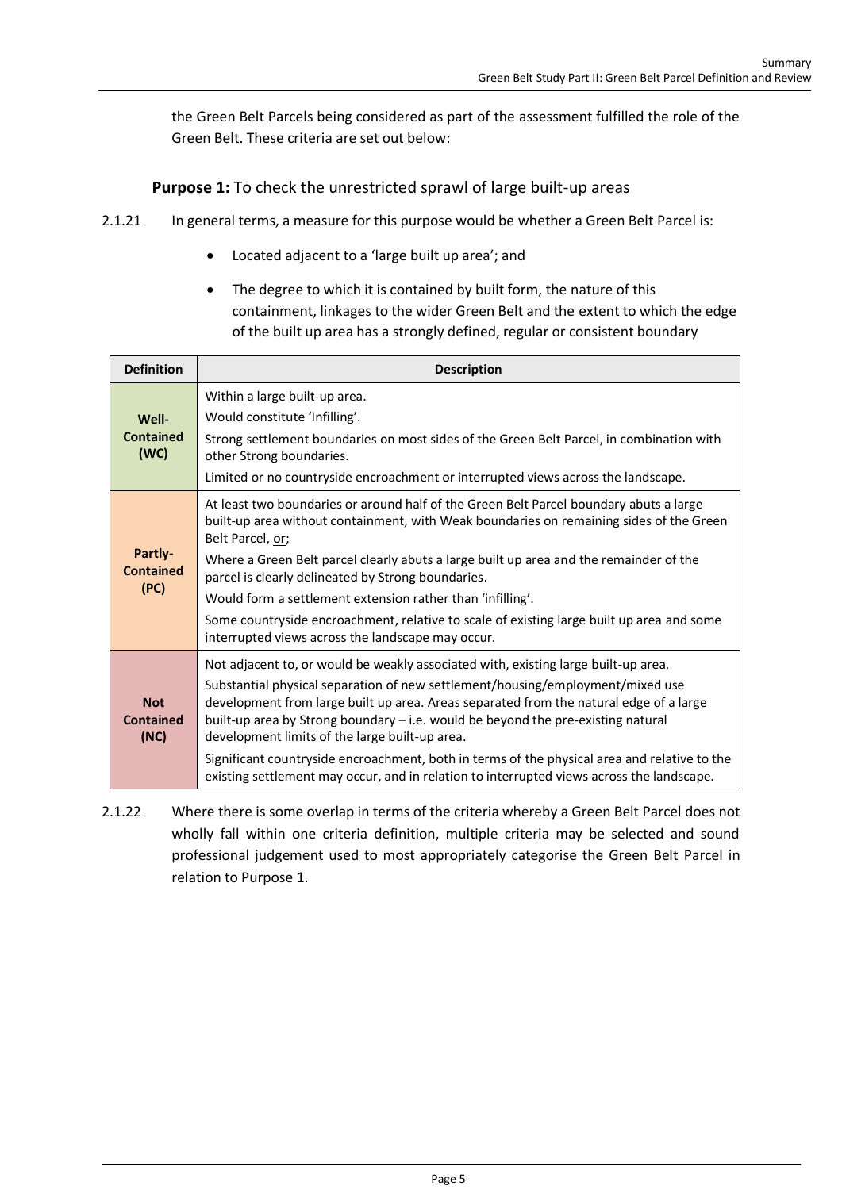the Green Belt Parcels being considered as part of the assessment fulfilled the role of the Green Belt. These criteria are set out below:

### **Purpose 1:** To check the unrestricted sprawl of large built-up areas

2.1.21 In general terms, a measure for this purpose would be whether a Green Belt Parcel is:

- Located adjacent to a 'large built up area'; and
- The degree to which it is contained by built form, the nature of this containment, linkages to the wider Green Belt and the extent to which the edge of the built up area has a strongly defined, regular or consistent boundary

| Definition | Description |
| --- | --- |
| **Well-Contained (WC)** | Within a large built-up area.<br>Would constitute 'Infilling'.<br>Strong settlement boundaries on most sides of the Green Belt Parcel, in combination with other Strong boundaries.<br>Limited or no countryside encroachment or interrupted views across the landscape. |
| **Partly-Contained (PC)** | At least two boundaries or around half of the Green Belt Parcel boundary abuts a large built-up area without containment, with Weak boundaries on remaining sides of the Green Belt Parcel, or;<br>Where a Green Belt parcel clearly abuts a large built up area and the remainder of the parcel is clearly delineated by Strong boundaries.<br>Would form a settlement extension rather than 'infilling'.<br>Some countryside encroachment, relative to scale of existing large built up area and some interrupted views across the landscape may occur. |
| **Not Contained (NC)** | Not adjacent to, or would be weakly associated with, existing large built-up area.<br>Substantial physical separation of new settlement/housing/employment/mixed use development from large built up area. Areas separated from the natural edge of a large built-up area by Strong boundary – i.e. would be beyond the pre-existing natural development limits of the large built-up area.<br>Significant countryside encroachment, both in terms of the physical area and relative to the existing settlement may occur, and in relation to interrupted views across the landscape. |

2.1.22 Where there is some overlap in terms of the criteria whereby a Green Belt Parcel does not wholly fall within one criteria definition, multiple criteria may be selected and sound professional judgement used to most appropriately categorise the Green Belt Parcel in relation to Purpose 1.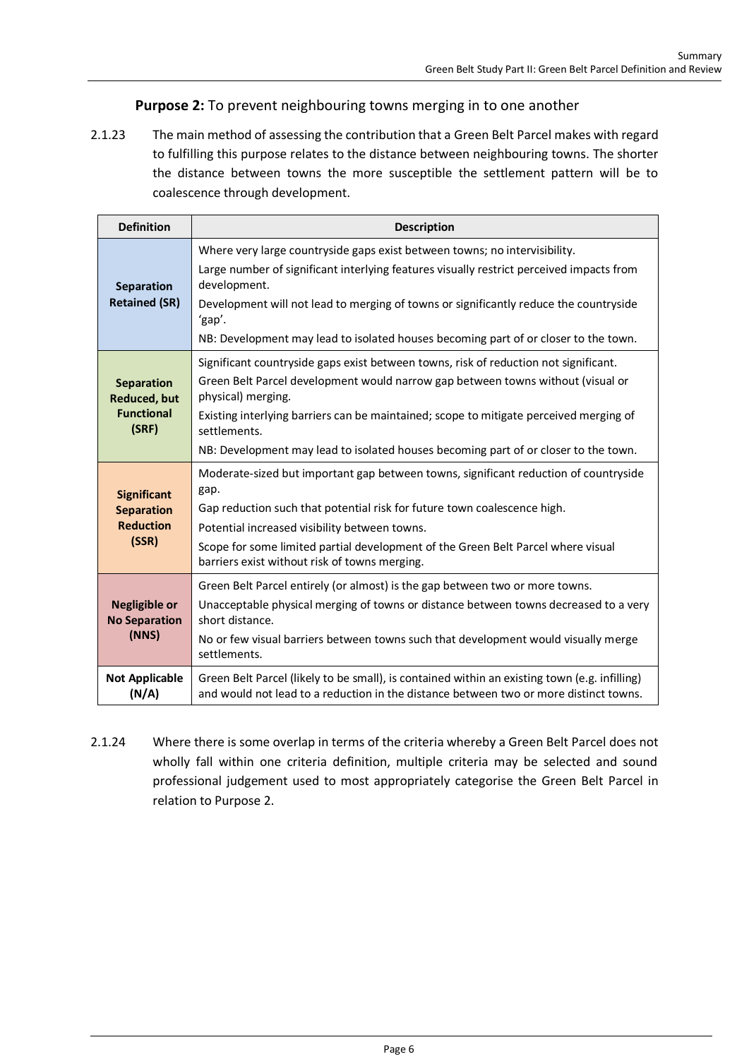**Purpose 2:** To prevent neighbouring towns merging in to one another

2.1.23 The main method of assessing the contribution that a Green Belt Parcel makes with regard to fulfilling this purpose relates to the distance between neighbouring towns. The shorter the distance between towns the more susceptible the settlement pattern will be to coalescence through development.

| Definition | Description |
|---|---|
| **Separation Retained (SR)** | Where very large countryside gaps exist between towns; no intervisibility.<br>Large number of significant interlying features visually restrict perceived impacts from development.<br>Development will not lead to merging of towns or significantly reduce the countryside 'gap'.<br>NB: Development may lead to isolated houses becoming part of or closer to the town. |
| **Separation Reduced, but Functional (SRF)** | Significant countryside gaps exist between towns, risk of reduction not significant.<br>Green Belt Parcel development would narrow gap between towns without (visual or physical) merging.<br>Existing interlying barriers can be maintained; scope to mitigate perceived merging of settlements.<br>NB: Development may lead to isolated houses becoming part of or closer to the town. |
| **Significant Separation Reduction (SSR)** | Moderate-sized but important gap between towns, significant reduction of countryside gap.<br>Gap reduction such that potential risk for future town coalescence high.<br>Potential increased visibility between towns.<br>Scope for some limited partial development of the Green Belt Parcel where visual barriers exist without risk of towns merging. |
| **Negligible or No Separation (NNS)** | Green Belt Parcel entirely (or almost) is the gap between two or more towns.<br>Unacceptable physical merging of towns or distance between towns decreased to a very short distance.<br>No or few visual barriers between towns such that development would visually merge settlements. |
| **Not Applicable (N/A)** | Green Belt Parcel (likely to be small), is contained within an existing town (e.g. infilling) and would not lead to a reduction in the distance between two or more distinct towns. |

2.1.24 Where there is some overlap in terms of the criteria whereby a Green Belt Parcel does not wholly fall within one criteria definition, multiple criteria may be selected and sound professional judgement used to most appropriately categorise the Green Belt Parcel in relation to Purpose 2.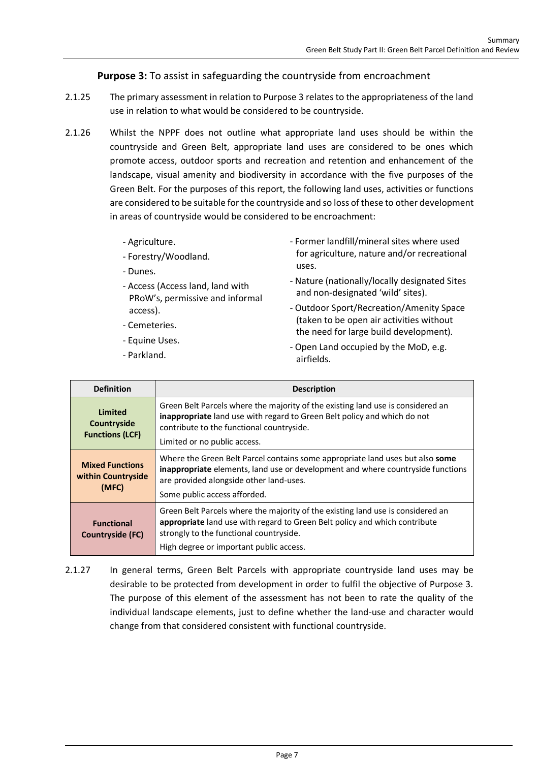**Purpose 3:** To assist in safeguarding the countryside from encroachment

2.1.25 The primary assessment in relation to Purpose 3 relates to the appropriateness of the land use in relation to what would be considered to be countryside.

2.1.26 Whilst the NPPF does not outline what appropriate land uses should be within the countryside and Green Belt, appropriate land uses are considered to be ones which promote access, outdoor sports and recreation and retention and enhancement of the landscape, visual amenity and biodiversity in accordance with the five purposes of the Green Belt. For the purposes of this report, the following land uses, activities or functions are considered to be suitable for the countryside and so loss of these to other development in areas of countryside would be considered to be encroachment:

- Agriculture.
- Forestry/Woodland.
- Dunes.
- Access (Access land, land with PRoW's, permissive and informal access).
- Cemeteries.
- Equine Uses.
- Parkland.
- Former landfill/mineral sites where used for agriculture, nature and/or recreational uses.
- Nature (nationally/locally designated Sites and non-designated 'wild' sites).
- Outdoor Sport/Recreation/Amenity Space (taken to be open air activities without the need for large build development).
- Open Land occupied by the MoD, e.g. airfields.

| Definition | Description |
|---|---|
| **Limited Countryside Functions (LCF)** | Green Belt Parcels where the majority of the existing land use is considered an **inappropriate** land use with regard to Green Belt policy and which do not contribute to the functional countryside.<br>Limited or no public access. |
| **Mixed Functions within Countryside (MFC)** | Where the Green Belt Parcel contains some appropriate land uses but also **some inappropriate** elements, land use or development and where countryside functions are provided alongside other land-uses.<br>Some public access afforded. |
| **Functional Countryside (FC)** | Green Belt Parcels where the majority of the existing land use is considered an **appropriate** land use with regard to Green Belt policy and which contribute strongly to the functional countryside.<br>High degree or important public access. |

2.1.27 In general terms, Green Belt Parcels with appropriate countryside land uses may be desirable to be protected from development in order to fulfil the objective of Purpose 3. The purpose of this element of the assessment has not been to rate the quality of the individual landscape elements, just to define whether the land-use and character would change from that considered consistent with functional countryside.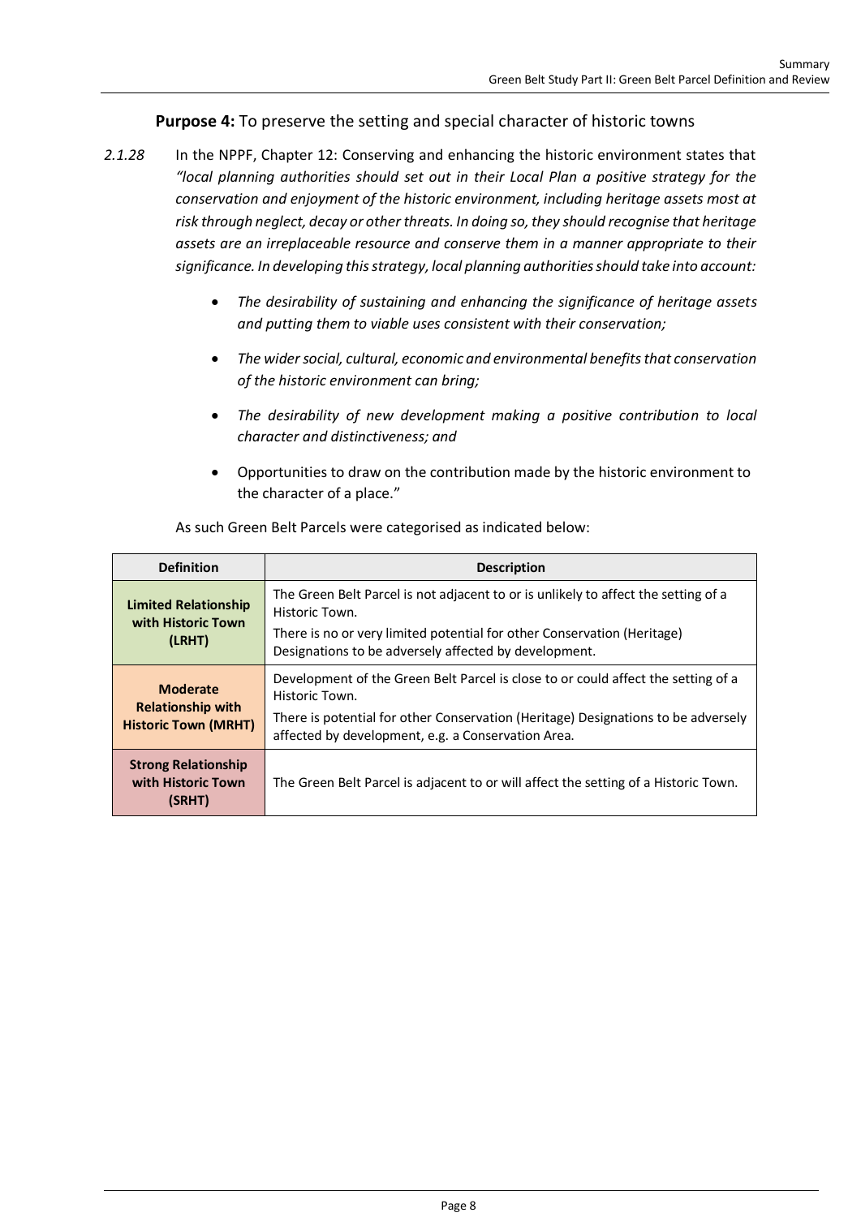**Purpose 4:** To preserve the setting and special character of historic towns

*2.1.28* In the NPPF, Chapter 12: Conserving and enhancing the historic environment states that *"local planning authorities should set out in their Local Plan a positive strategy for the conservation and enjoyment of the historic environment, including heritage assets most at risk through neglect, decay or other threats. In doing so, they should recognise that heritage assets are an irreplaceable resource and conserve them in a manner appropriate to their significance. In developing this strategy, local planning authorities should take into account:*

- *The desirability of sustaining and enhancing the significance of heritage assets and putting them to viable uses consistent with their conservation;*
- *The wider social, cultural, economic and environmental benefits that conservation of the historic environment can bring;*
- *The desirability of new development making a positive contribution to local character and distinctiveness; and*
- Opportunities to draw on the contribution made by the historic environment to the character of a place."

As such Green Belt Parcels were categorised as indicated below:

| Definition | Description |
|---|---|
| **Limited Relationship with Historic Town (LRHT)** | The Green Belt Parcel is not adjacent to or is unlikely to affect the setting of a Historic Town. There is no or very limited potential for other Conservation (Heritage) Designations to be adversely affected by development. |
| **Moderate Relationship with Historic Town (MRHT)** | Development of the Green Belt Parcel is close to or could affect the setting of a Historic Town. There is potential for other Conservation (Heritage) Designations to be adversely affected by development, e.g. a Conservation Area. |
| **Strong Relationship with Historic Town (SRHT)** | The Green Belt Parcel is adjacent to or will affect the setting of a Historic Town. |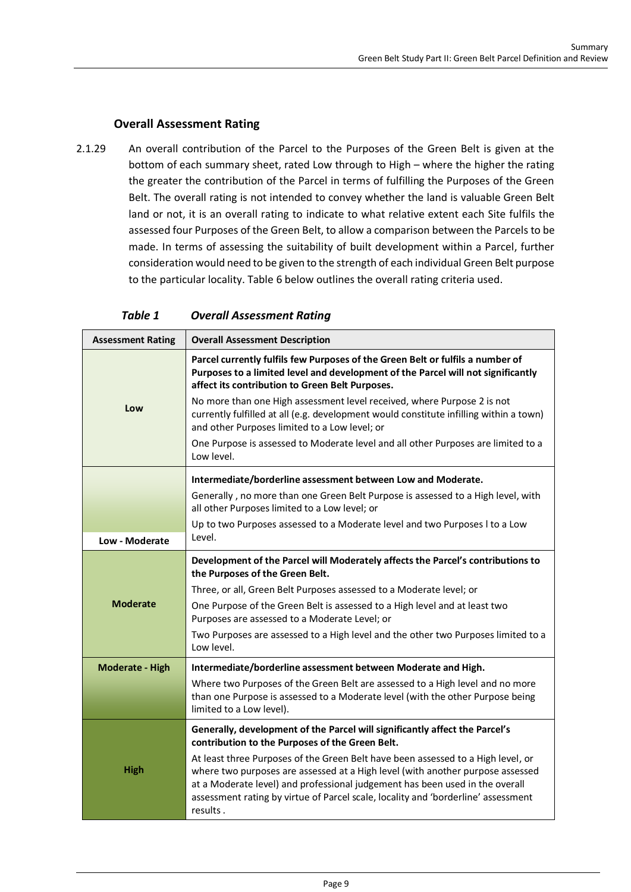### Overall Assessment Rating

2.1.29 An overall contribution of the Parcel to the Purposes of the Green Belt is given at the bottom of each summary sheet, rated Low through to High – where the higher the rating the greater the contribution of the Parcel in terms of fulfilling the Purposes of the Green Belt. The overall rating is not intended to convey whether the land is valuable Green Belt land or not, it is an overall rating to indicate to what relative extent each Site fulfils the assessed four Purposes of the Green Belt, to allow a comparison between the Parcels to be made. In terms of assessing the suitability of built development within a Parcel, further consideration would need to be given to the strength of each individual Green Belt purpose to the particular locality. Table 6 below outlines the overall rating criteria used.

***Table 1 Overall Assessment Rating***

| Assessment Rating | Overall Assessment Description |
| --- | --- |
| Low | **Parcel currently fulfils few Purposes of the Green Belt or fulfils a number of Purposes to a limited level and development of the Parcel will not significantly affect its contribution to Green Belt Purposes.**<br>No more than one High assessment level received, where Purpose 2 is not currently fulfilled at all (e.g. development would constitute infilling within a town) and other Purposes limited to a Low level; or<br>One Purpose is assessed to Moderate level and all other Purposes are limited to a Low level. |
| Low - Moderate | **Intermediate/borderline assessment between Low and Moderate.**<br>Generally , no more than one Green Belt Purpose is assessed to a High level, with all other Purposes limited to a Low level; or<br>Up to two Purposes assessed to a Moderate level and two Purposes l to a Low Level. |
| Moderate | **Development of the Parcel will Moderately affects the Parcel's contributions to the Purposes of the Green Belt.**<br>Three, or all, Green Belt Purposes assessed to a Moderate level; or<br>One Purpose of the Green Belt is assessed to a High level and at least two Purposes are assessed to a Moderate Level; or<br>Two Purposes are assessed to a High level and the other two Purposes limited to a Low level. |
| Moderate - High | **Intermediate/borderline assessment between Moderate and High.**<br>Where two Purposes of the Green Belt are assessed to a High level and no more than one Purpose is assessed to a Moderate level (with the other Purpose being limited to a Low level). |
| High | **Generally, development of the Parcel will significantly affect the Parcel's contribution to the Purposes of the Green Belt.**<br>At least three Purposes of the Green Belt have been assessed to a High level, or where two purposes are assessed at a High level (with another purpose assessed at a Moderate level) and professional judgement has been used in the overall assessment rating by virtue of Parcel scale, locality and 'borderline' assessment results . |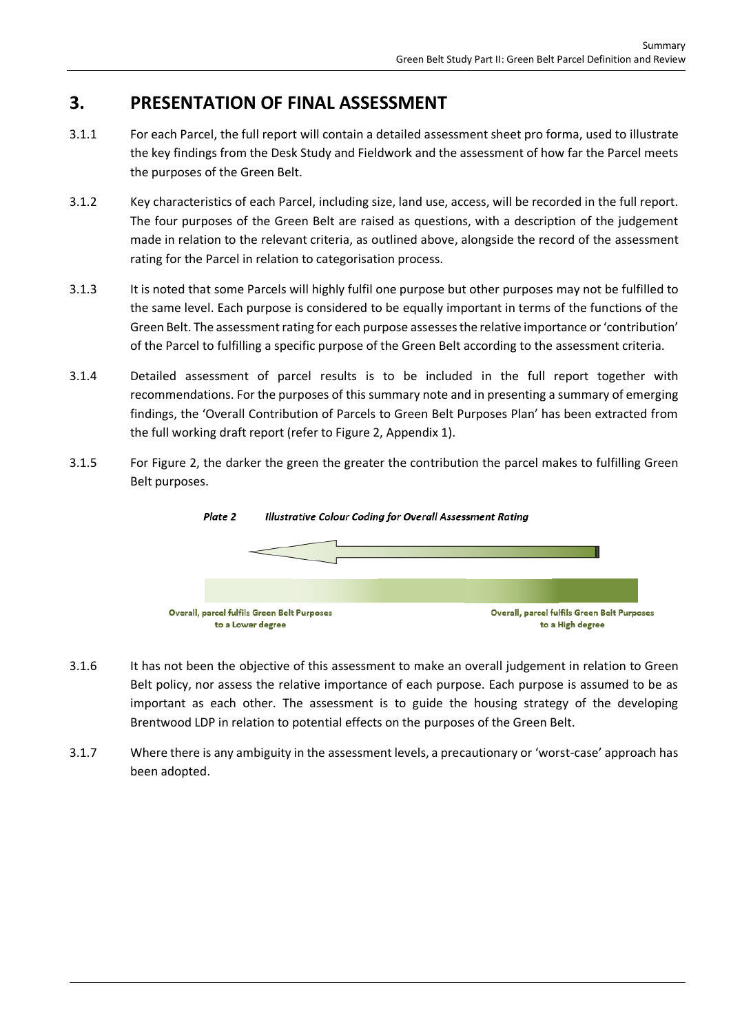## 3. PRESENTATION OF FINAL ASSESSMENT

3.1.1 For each Parcel, the full report will contain a detailed assessment sheet pro forma, used to illustrate the key findings from the Desk Study and Fieldwork and the assessment of how far the Parcel meets the purposes of the Green Belt.

3.1.2 Key characteristics of each Parcel, including size, land use, access, will be recorded in the full report. The four purposes of the Green Belt are raised as questions, with a description of the judgement made in relation to the relevant criteria, as outlined above, alongside the record of the assessment rating for the Parcel in relation to categorisation process.

3.1.3 It is noted that some Parcels will highly fulfil one purpose but other purposes may not be fulfilled to the same level. Each purpose is considered to be equally important in terms of the functions of the Green Belt. The assessment rating for each purpose assesses the relative importance or 'contribution' of the Parcel to fulfilling a specific purpose of the Green Belt according to the assessment criteria.

3.1.4 Detailed assessment of parcel results is to be included in the full report together with recommendations. For the purposes of this summary note and in presenting a summary of emerging findings, the 'Overall Contribution of Parcels to Green Belt Purposes Plan' has been extracted from the full working draft report (refer to Figure 2, Appendix 1).

3.1.5 For Figure 2, the darker the green the greater the contribution the parcel makes to fulfilling Green Belt purposes.

***Plate 2 Illustrative Colour Coding for Overall Assessment Rating***

**Overall, parcel fulfils Green Belt Purposes to a Lower degree**

**Overall, parcel fulfils Green Belt Purposes to a High degree**

3.1.6 It has not been the objective of this assessment to make an overall judgement in relation to Green Belt policy, nor assess the relative importance of each purpose. Each purpose is assumed to be as important as each other. The assessment is to guide the housing strategy of the developing Brentwood LDP in relation to potential effects on the purposes of the Green Belt.

3.1.7 Where there is any ambiguity in the assessment levels, a precautionary or 'worst-case' approach has been adopted.